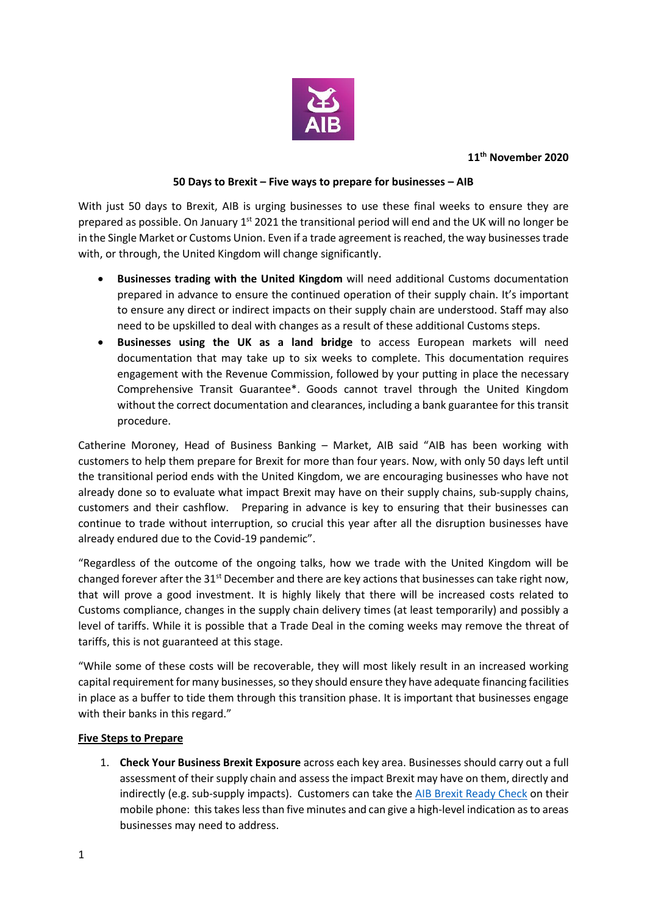**11th November 2020**

**50 Days to Brexit – Five ways to prepare for businesses – AIB**

With just 50 days to Brexit, AIB is urging businesses to use these final weeks to ensure they are prepared as possible. On January 1st 2021 the transitional period will end and the UK will no longer be in the Single Market or Customs Union. Even if a trade agreement is reached, the way businesses trade with, or through, the United Kingdom will change significantly.

- **Businesses trading with the United Kingdom** will need additional Customs documentation prepared in advance to ensure the continued operation of their supply chain. It's important to ensure any direct or indirect impacts on their supply chain are understood. Staff may also need to be upskilled to deal with changes as a result of these additional Customs steps.
- **Businesses using the UK as a land bridge** to access European markets will need documentation that may take up to six weeks to complete. This documentation requires engagement with the Revenue Commission, followed by your putting in place the necessary Comprehensive Transit Guarantee*. Goods cannot travel through the United Kingdom without the correct documentation and clearances, including a bank guarantee for this transit procedure.

Catherine Moroney, Head of Business Banking – Market, AIB said "AIB has been working with customers to help them prepare for Brexit for more than four years. Now, with only 50 days left until the transitional period ends with the United Kingdom, we are encouraging businesses who have not already done so to evaluate what impact Brexit may have on their supply chains, sub-supply chains, customers and their cashflow. Preparing in advance is key to ensuring that their businesses can continue to trade without interruption, so crucial this year after all the disruption businesses have already endured due to the Covid-19 pandemic".

"Regardless of the outcome of the ongoing talks, how we trade with the United Kingdom will be changed forever after the 31st December and there are key actions that businesses can take right now, that will prove a good investment. It is highly likely that there will be increased costs related to Customs compliance, changes in the supply chain delivery times (at least temporarily) and possibly a level of tariffs. While it is possible that a Trade Deal in the coming weeks may remove the threat of tariffs, this is not guaranteed at this stage.

"While some of these costs will be recoverable, they will most likely result in an increased working capital requirement for many businesses, so they should ensure they have adequate financing facilities in place as a buffer to tide them through this transition phase. It is important that businesses engage with their banks in this regard."

**Five Steps to Prepare**

1. **Check Your Business Brexit Exposure** across each key area. Businesses should carry out a full assessment of their supply chain and assess the impact Brexit may have on them, directly and indirectly (e.g. sub-supply impacts). Customers can take the AIB Brexit Ready Check on their mobile phone: this takes less than five minutes and can give a high-level indication as to areas businesses may need to address.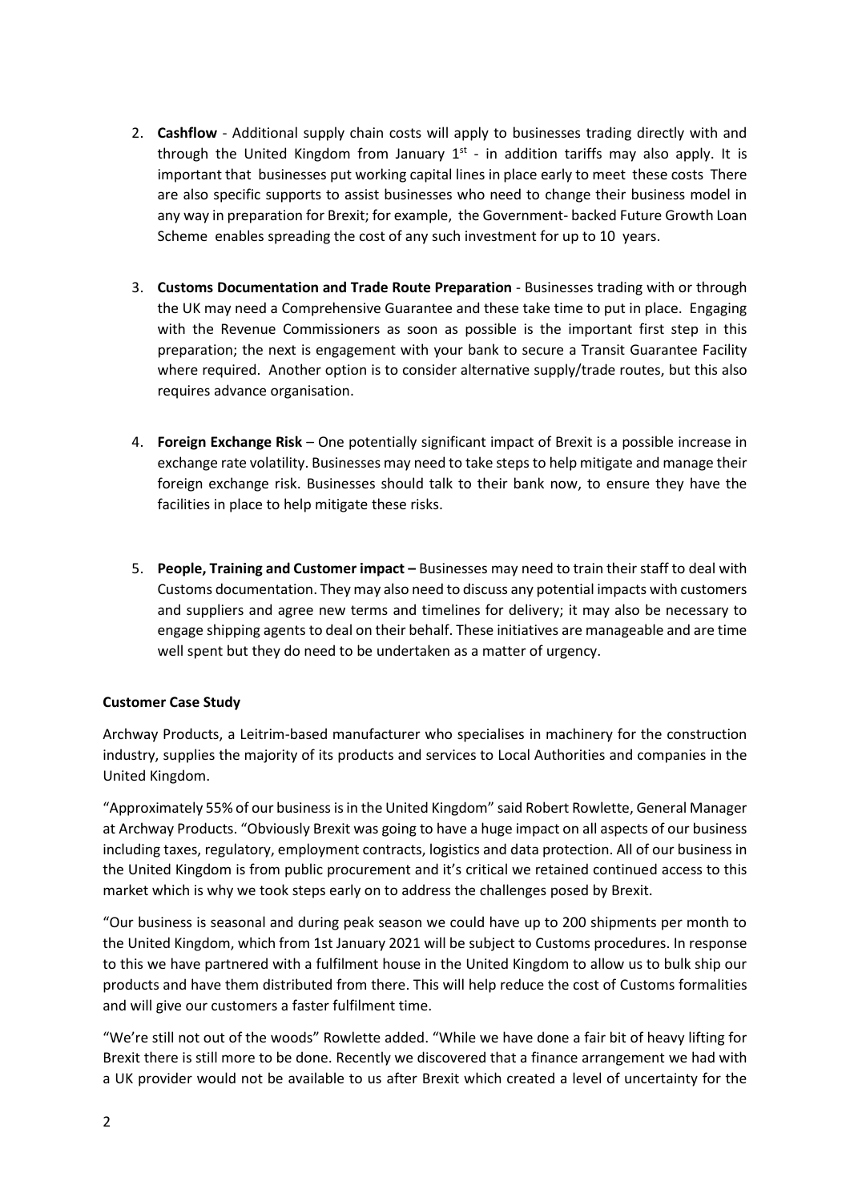2. **Cashflow** - Additional supply chain costs will apply to businesses trading directly with and through the United Kingdom from January 1st - in addition tariffs may also apply. It is important that businesses put working capital lines in place early to meet these costs There are also specific supports to assist businesses who need to change their business model in any way in preparation for Brexit; for example, the Government- backed Future Growth Loan Scheme enables spreading the cost of any such investment for up to 10 years.

3. **Customs Documentation and Trade Route Preparation** - Businesses trading with or through the UK may need a Comprehensive Guarantee and these take time to put in place. Engaging with the Revenue Commissioners as soon as possible is the important first step in this preparation; the next is engagement with your bank to secure a Transit Guarantee Facility where required. Another option is to consider alternative supply/trade routes, but this also requires advance organisation.

4. **Foreign Exchange Risk** – One potentially significant impact of Brexit is a possible increase in exchange rate volatility. Businesses may need to take steps to help mitigate and manage their foreign exchange risk. Businesses should talk to their bank now, to ensure they have the facilities in place to help mitigate these risks.

5. **People, Training and Customer impact –** Businesses may need to train their staff to deal with Customs documentation. They may also need to discuss any potential impacts with customers and suppliers and agree new terms and timelines for delivery; it may also be necessary to engage shipping agents to deal on their behalf. These initiatives are manageable and are time well spent but they do need to be undertaken as a matter of urgency.

**Customer Case Study**

Archway Products, a Leitrim-based manufacturer who specialises in machinery for the construction industry, supplies the majority of its products and services to Local Authorities and companies in the United Kingdom.

"Approximately 55% of our business is in the United Kingdom" said Robert Rowlette, General Manager at Archway Products. "Obviously Brexit was going to have a huge impact on all aspects of our business including taxes, regulatory, employment contracts, logistics and data protection. All of our business in the United Kingdom is from public procurement and it's critical we retained continued access to this market which is why we took steps early on to address the challenges posed by Brexit.

"Our business is seasonal and during peak season we could have up to 200 shipments per month to the United Kingdom, which from 1st January 2021 will be subject to Customs procedures. In response to this we have partnered with a fulfilment house in the United Kingdom to allow us to bulk ship our products and have them distributed from there. This will help reduce the cost of Customs formalities and will give our customers a faster fulfilment time.

"We're still not out of the woods" Rowlette added. "While we have done a fair bit of heavy lifting for Brexit there is still more to be done. Recently we discovered that a finance arrangement we had with a UK provider would not be available to us after Brexit which created a level of uncertainty for the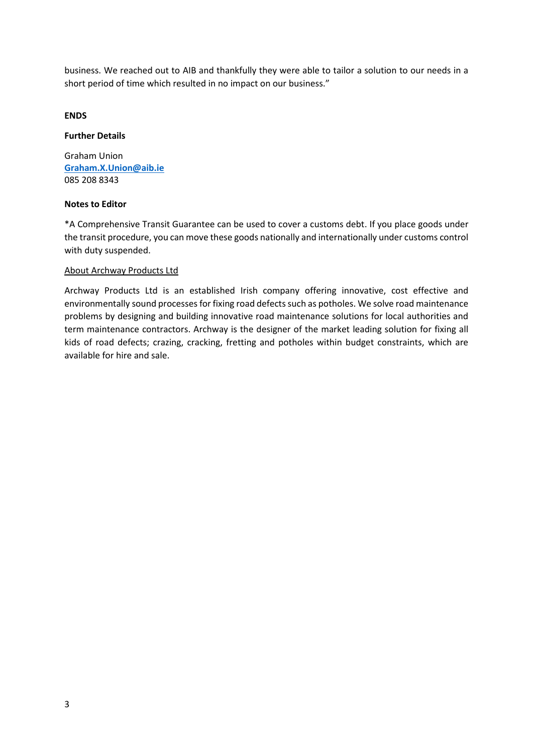business. We reached out to AIB and thankfully they were able to tailor a solution to our needs in a short period of time which resulted in no impact on our business."

**ENDS**

**Further Details**

Graham Union  
**Graham.X.Union@aib.ie**  
085 208 8343

**Notes to Editor**

*A Comprehensive Transit Guarantee can be used to cover a customs debt. If you place goods under the transit procedure, you can move these goods nationally and internationally under customs control with duty suspended.

About Archway Products Ltd

Archway Products Ltd is an established Irish company offering innovative, cost effective and environmentally sound processes for fixing road defects such as potholes. We solve road maintenance problems by designing and building innovative road maintenance solutions for local authorities and term maintenance contractors. Archway is the designer of the market leading solution for fixing all kids of road defects; crazing, cracking, fretting and potholes within budget constraints, which are available for hire and sale.